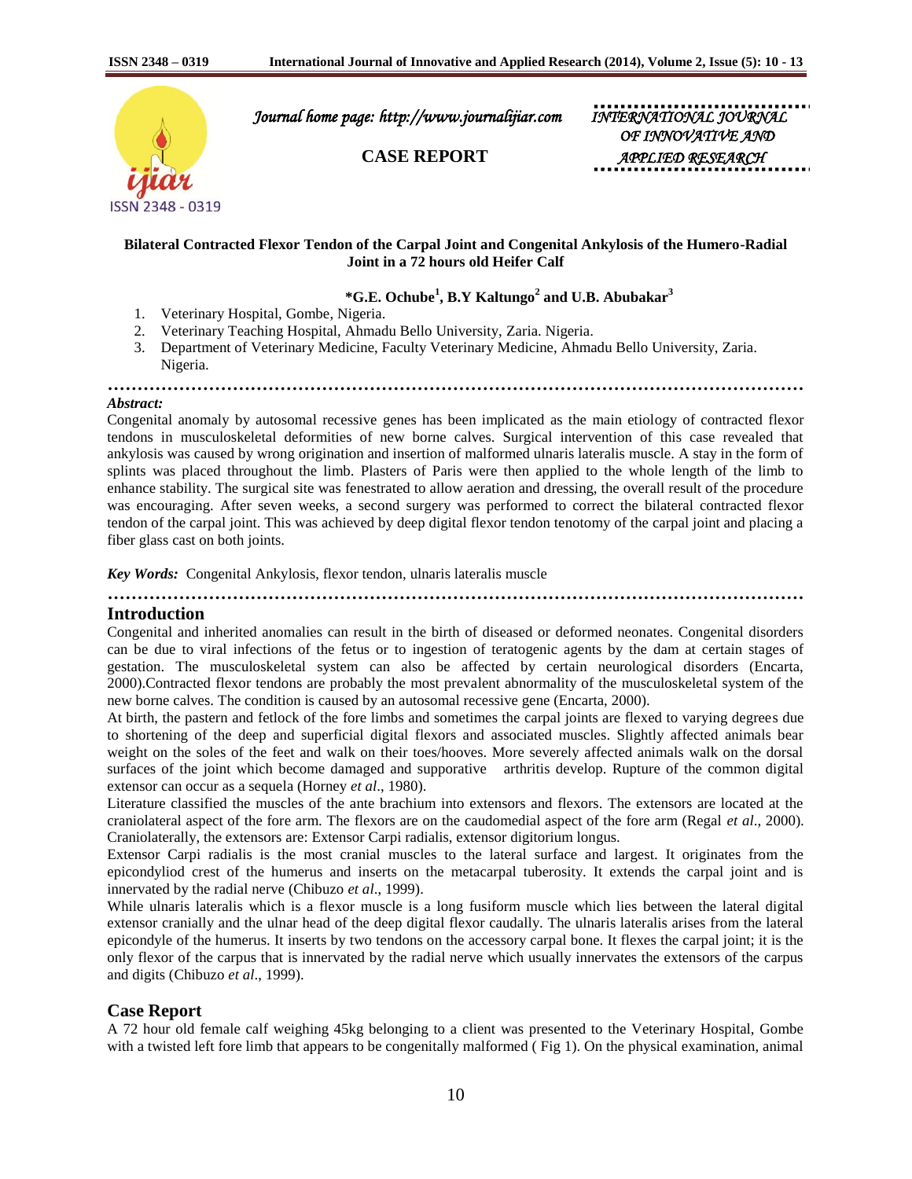Journal home page: http://www.journalijiar.com

INTERNATIONAL JOURNAL OF INNOVATIVE AND APPLIED RESEARCH

**CASE REPORT**

# Bilateral Contracted Flexor Tendon of the Carpal Joint and Congenital Ankylosis of the Humero-Radial Joint in a 72 hours old Heifer Calf

**\*G.E. Ochube[1], B.Y Kaltungo[2] and U.B. Abubakar[3]**

1. Veterinary Hospital, Gombe, Nigeria.
2. Veterinary Teaching Hospital, Ahmadu Bello University, Zaria. Nigeria.
3. Department of Veterinary Medicine, Faculty Veterinary Medicine, Ahmadu Bello University, Zaria. Nigeria.

***Abstract:***

Congenital anomaly by autosomal recessive genes has been implicated as the main etiology of contracted flexor tendons in musculoskeletal deformities of new borne calves. Surgical intervention of this case revealed that ankylosis was caused by wrong origination and insertion of malformed ulnaris lateralis muscle. A stay in the form of splints was placed throughout the limb. Plasters of Paris were then applied to the whole length of the limb to enhance stability. The surgical site was fenestrated to allow aeration and dressing, the overall result of the procedure was encouraging. After seven weeks, a second surgery was performed to correct the bilateral contracted flexor tendon of the carpal joint. This was achieved by deep digital flexor tendon tenotomy of the carpal joint and placing a fiber glass cast on both joints.

***Key Words:*** Congenital Ankylosis, flexor tendon, ulnaris lateralis muscle

## Introduction

Congenital and inherited anomalies can result in the birth of diseased or deformed neonates. Congenital disorders can be due to viral infections of the fetus or to ingestion of teratogenic agents by the dam at certain stages of gestation. The musculoskeletal system can also be affected by certain neurological disorders (Encarta, 2000).Contracted flexor tendons are probably the most prevalent abnormality of the musculoskeletal system of the new borne calves. The condition is caused by an autosomal recessive gene (Encarta, 2000).

At birth, the pastern and fetlock of the fore limbs and sometimes the carpal joints are flexed to varying degrees due to shortening of the deep and superficial digital flexors and associated muscles. Slightly affected animals bear weight on the soles of the feet and walk on their toes/hooves. More severely affected animals walk on the dorsal surfaces of the joint which become damaged and supporative arthritis develop. Rupture of the common digital extensor can occur as a sequela (Horney *et al*., 1980).

Literature classified the muscles of the ante brachium into extensors and flexors. The extensors are located at the craniolateral aspect of the fore arm. The flexors are on the caudomedial aspect of the fore arm (Regal *et al*., 2000). Craniolaterally, the extensors are: Extensor Carpi radialis, extensor digitorium longus.

Extensor Carpi radialis is the most cranial muscles to the lateral surface and largest. It originates from the epicondyliod crest of the humerus and inserts on the metacarpal tuberosity. It extends the carpal joint and is innervated by the radial nerve (Chibuzo *et al*., 1999).

While ulnaris lateralis which is a flexor muscle is a long fusiform muscle which lies between the lateral digital extensor cranially and the ulnar head of the deep digital flexor caudally. The ulnaris lateralis arises from the lateral epicondyle of the humerus. It inserts by two tendons on the accessory carpal bone. It flexes the carpal joint; it is the only flexor of the carpus that is innervated by the radial nerve which usually innervates the extensors of the carpus and digits (Chibuzo *et al*., 1999).

## Case Report

A 72 hour old female calf weighing 45kg belonging to a client was presented to the Veterinary Hospital, Gombe with a twisted left fore limb that appears to be congenitally malformed ( Fig 1). On the physical examination, animal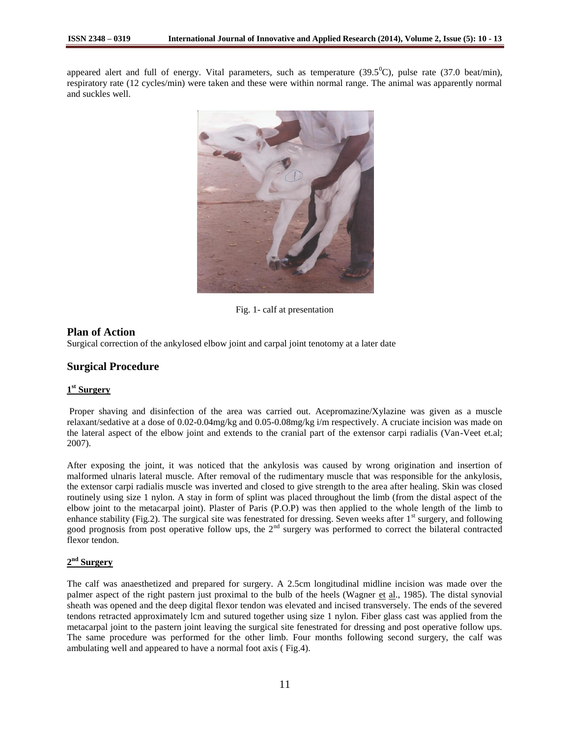appeared alert and full of energy. Vital parameters, such as temperature (39.5$^0$C), pulse rate (37.0 beat/min), respiratory rate (12 cycles/min) were taken and these were within normal range. The animal was apparently normal and suckles well.

Fig. 1- calf at presentation

## Plan of Action

Surgical correction of the ankylosed elbow joint and carpal joint tenotomy at a later date

## Surgical Procedure

### 1st Surgery

Proper shaving and disinfection of the area was carried out. Acepromazine/Xylazine was given as a muscle relaxant/sedative at a dose of 0.02-0.04mg/kg and 0.05-0.08mg/kg i/m respectively. A cruciate incision was made on the lateral aspect of the elbow joint and extends to the cranial part of the extensor carpi radialis (Van-Veet et.al; 2007).

After exposing the joint, it was noticed that the ankylosis was caused by wrong origination and insertion of malformed ulnaris lateral muscle. After removal of the rudimentary muscle that was responsible for the ankylosis, the extensor carpi radialis muscle was inverted and closed to give strength to the area after healing. Skin was closed routinely using size 1 nylon. A stay in form of splint was placed throughout the limb (from the distal aspect of the elbow joint to the metacarpal joint). Plaster of Paris (P.O.P) was then applied to the whole length of the limb to enhance stability (Fig.2). The surgical site was fenestrated for dressing. Seven weeks after 1st surgery, and following good prognosis from post operative follow ups, the 2nd surgery was performed to correct the bilateral contracted flexor tendon.

### 2nd Surgery

The calf was anaesthetized and prepared for surgery. A 2.5cm longitudinal midline incision was made over the palmer aspect of the right pastern just proximal to the bulb of the heels (Wagner et al., 1985). The distal synovial sheath was opened and the deep digital flexor tendon was elevated and incised transversely. The ends of the severed tendons retracted approximately lcm and sutured together using size 1 nylon. Fiber glass cast was applied from the metacarpal joint to the pastern joint leaving the surgical site fenestrated for dressing and post operative follow ups. The same procedure was performed for the other limb. Four months following second surgery, the calf was ambulating well and appeared to have a normal foot axis ( Fig.4).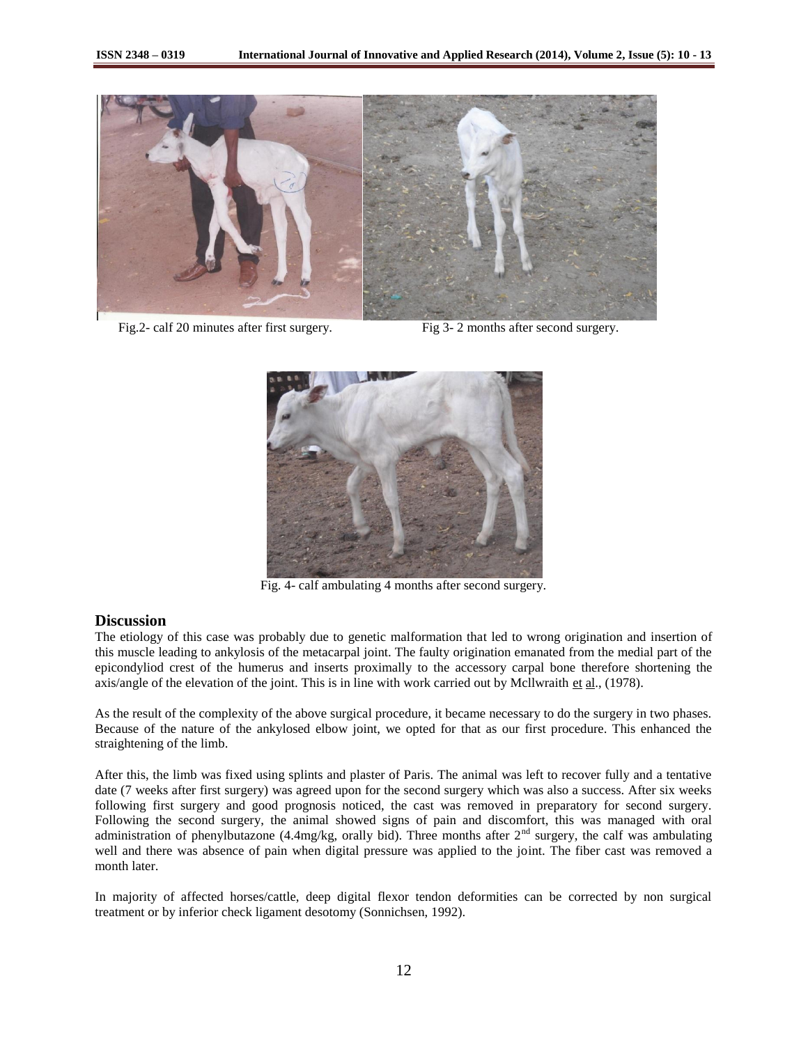Fig.2- calf 20 minutes after first surgery.

Fig 3- 2 months after second surgery.

Fig. 4- calf ambulating 4 months after second surgery.

## Discussion

The etiology of this case was probably due to genetic malformation that led to wrong origination and insertion of this muscle leading to ankylosis of the metacarpal joint. The faulty origination emanated from the medial part of the epicondyliod crest of the humerus and inserts proximally to the accessory carpal bone therefore shortening the axis/angle of the elevation of the joint. This is in line with work carried out by Mcllwraith et al., (1978).

As the result of the complexity of the above surgical procedure, it became necessary to do the surgery in two phases. Because of the nature of the ankylosed elbow joint, we opted for that as our first procedure. This enhanced the straightening of the limb.

After this, the limb was fixed using splints and plaster of Paris. The animal was left to recover fully and a tentative date (7 weeks after first surgery) was agreed upon for the second surgery which was also a success. After six weeks following first surgery and good prognosis noticed, the cast was removed in preparatory for second surgery. Following the second surgery, the animal showed signs of pain and discomfort, this was managed with oral administration of phenylbutazone (4.4mg/kg, orally bid). Three months after 2$^{nd}$ surgery, the calf was ambulating well and there was absence of pain when digital pressure was applied to the joint. The fiber cast was removed a month later.

In majority of affected horses/cattle, deep digital flexor tendon deformities can be corrected by non surgical treatment or by inferior check ligament desotomy (Sonnichsen, 1992).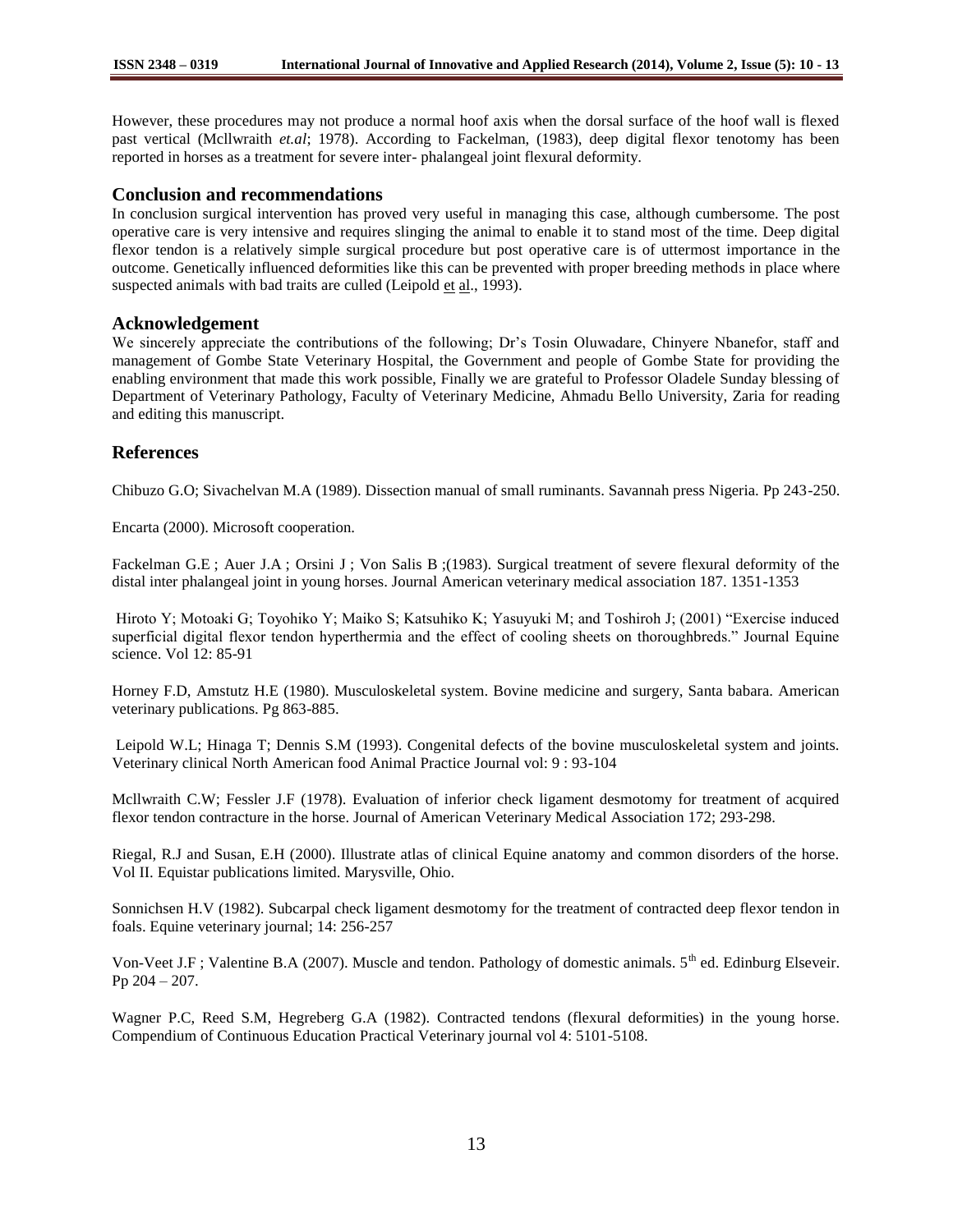However, these procedures may not produce a normal hoof axis when the dorsal surface of the hoof wall is flexed past vertical (Mcllwraith *et.al*; 1978). According to Fackelman, (1983), deep digital flexor tenotomy has been reported in horses as a treatment for severe inter- phalangeal joint flexural deformity.

## Conclusion and recommendations

In conclusion surgical intervention has proved very useful in managing this case, although cumbersome. The post operative care is very intensive and requires slinging the animal to enable it to stand most of the time. Deep digital flexor tendon is a relatively simple surgical procedure but post operative care is of uttermost importance in the outcome. Genetically influenced deformities like this can be prevented with proper breeding methods in place where suspected animals with bad traits are culled (Leipold et al., 1993).

## Acknowledgement

We sincerely appreciate the contributions of the following; Dr's Tosin Oluwadare, Chinyere Nbanefor, staff and management of Gombe State Veterinary Hospital, the Government and people of Gombe State for providing the enabling environment that made this work possible, Finally we are grateful to Professor Oladele Sunday blessing of Department of Veterinary Pathology, Faculty of Veterinary Medicine, Ahmadu Bello University, Zaria for reading and editing this manuscript.

## References

Chibuzo G.O; Sivachelvan M.A (1989). Dissection manual of small ruminants. Savannah press Nigeria. Pp 243-250.

Encarta (2000). Microsoft cooperation.

Fackelman G.E ; Auer J.A ; Orsini J ; Von Salis B ;(1983). Surgical treatment of severe flexural deformity of the distal inter phalangeal joint in young horses. Journal American veterinary medical association 187. 1351-1353

Hiroto Y; Motoaki G; Toyohiko Y; Maiko S; Katsuhiko K; Yasuyuki M; and Toshiroh J; (2001) "Exercise induced superficial digital flexor tendon hyperthermia and the effect of cooling sheets on thoroughbreds." Journal Equine science. Vol 12: 85-91

Horney F.D, Amstutz H.E (1980). Musculoskeletal system. Bovine medicine and surgery, Santa babara. American veterinary publications. Pg 863-885.

Leipold W.L; Hinaga T; Dennis S.M (1993). Congenital defects of the bovine musculoskeletal system and joints. Veterinary clinical North American food Animal Practice Journal vol: 9 : 93-104

Mcllwraith C.W; Fessler J.F (1978). Evaluation of inferior check ligament desmotomy for treatment of acquired flexor tendon contracture in the horse. Journal of American Veterinary Medical Association 172; 293-298.

Riegal, R.J and Susan, E.H (2000). Illustrate atlas of clinical Equine anatomy and common disorders of the horse. Vol II. Equistar publications limited. Marysville, Ohio.

Sonnichsen H.V (1982). Subcarpal check ligament desmotomy for the treatment of contracted deep flexor tendon in foals. Equine veterinary journal; 14: 256-257

Von-Veet J.F ; Valentine B.A (2007). Muscle and tendon. Pathology of domestic animals. 5th ed. Edinburg Elseveir. Pp 204 – 207.

Wagner P.C, Reed S.M, Hegreberg G.A (1982). Contracted tendons (flexural deformities) in the young horse. Compendium of Continuous Education Practical Veterinary journal vol 4: 5101-5108.